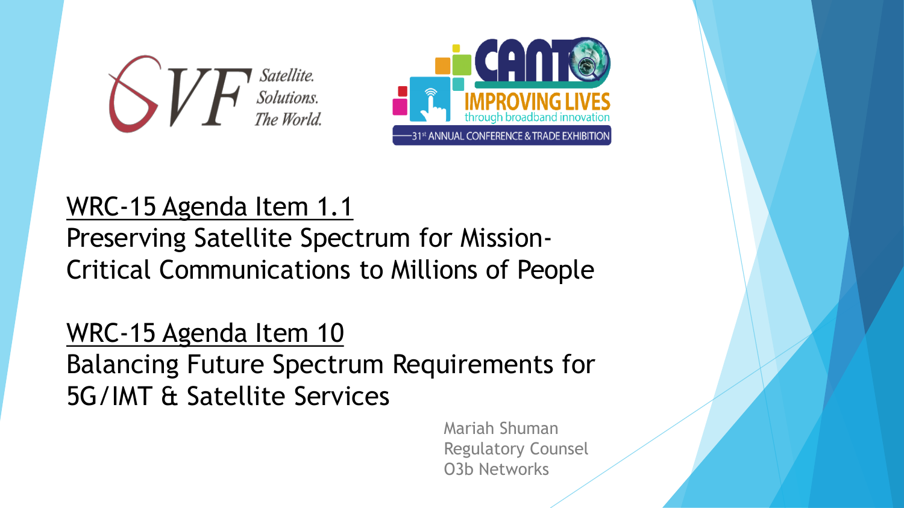# WRC-15 Agenda Item 1.1

## Preserving Satellite Spectrum for Mission-Critical Communications to Millions of People

# WRC-15 Agenda Item 10

## Balancing Future Spectrum Requirements for 5G/IMT & Satellite Services

Mariah Shuman
Regulatory Counsel
O3b Networks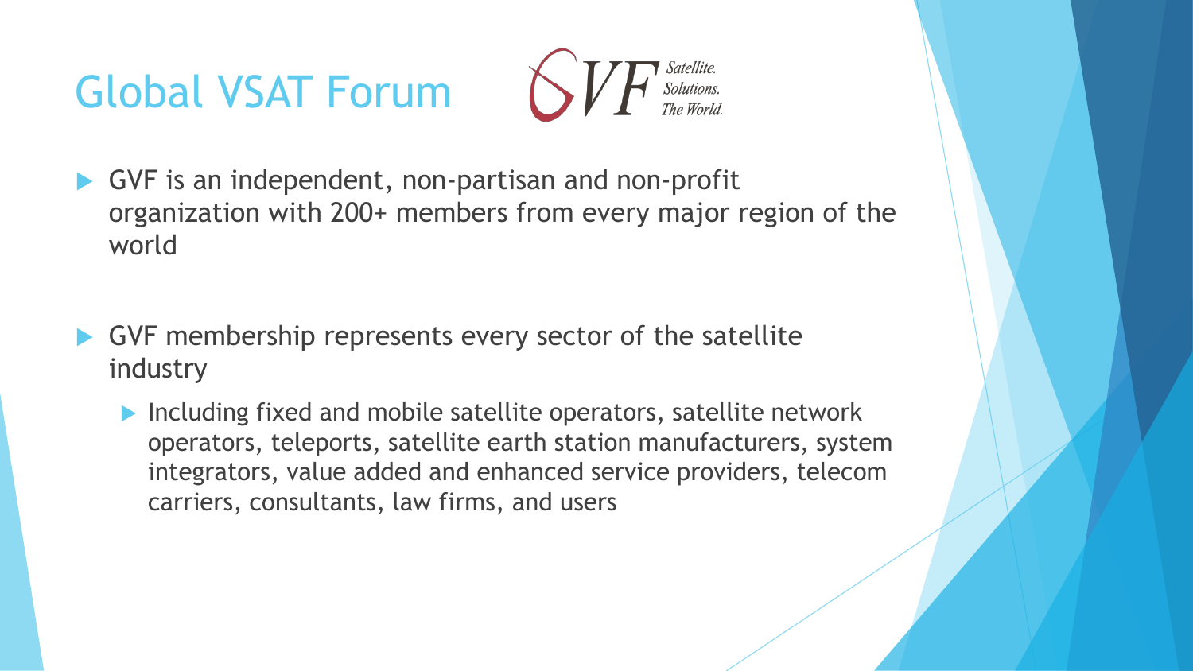# Global VSAT Forum

- GVF is an independent, non-partisan and non-profit organization with 200+ members from every major region of the world
- GVF membership represents every sector of the satellite industry
  - Including fixed and mobile satellite operators, satellite network operators, teleports, satellite earth station manufacturers, system integrators, value added and enhanced service providers, telecom carriers, consultants, law firms, and users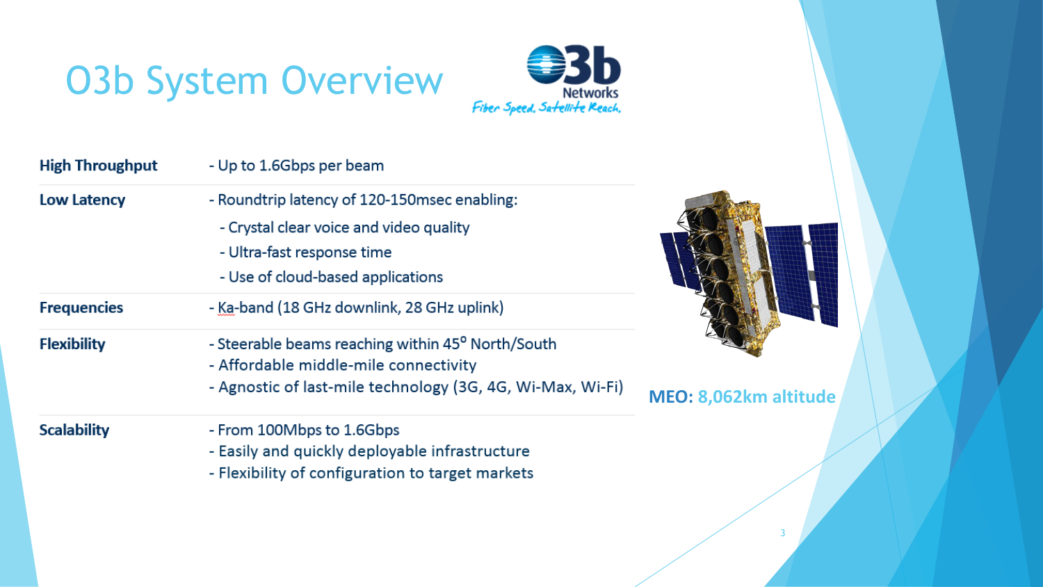# O3b System Overview

Networks
*Fiber Speed. Satellite Reach.*

| | |
|---|---|
| **High Throughput** | - Up to 1.6Gbps per beam |
| **Low Latency** | - Roundtrip latency of 120-150msec enabling:<br>- Crystal clear voice and video quality<br>- Ultra-fast response time<br>- Use of cloud-based applications |
| **Frequencies** | - Ka-band (18 GHz downlink, 28 GHz uplink) |
| **Flexibility** | - Steerable beams reaching within 45° North/South<br>- Affordable middle-mile connectivity<br>- Agnostic of last-mile technology (3G, 4G, Wi-Max, Wi-Fi) |
| **Scalability** | - From 100Mbps to 1.6Gbps<br>- Easily and quickly deployable infrastructure<br>- Flexibility of configuration to target markets |

**MEO:** 8,062km altitude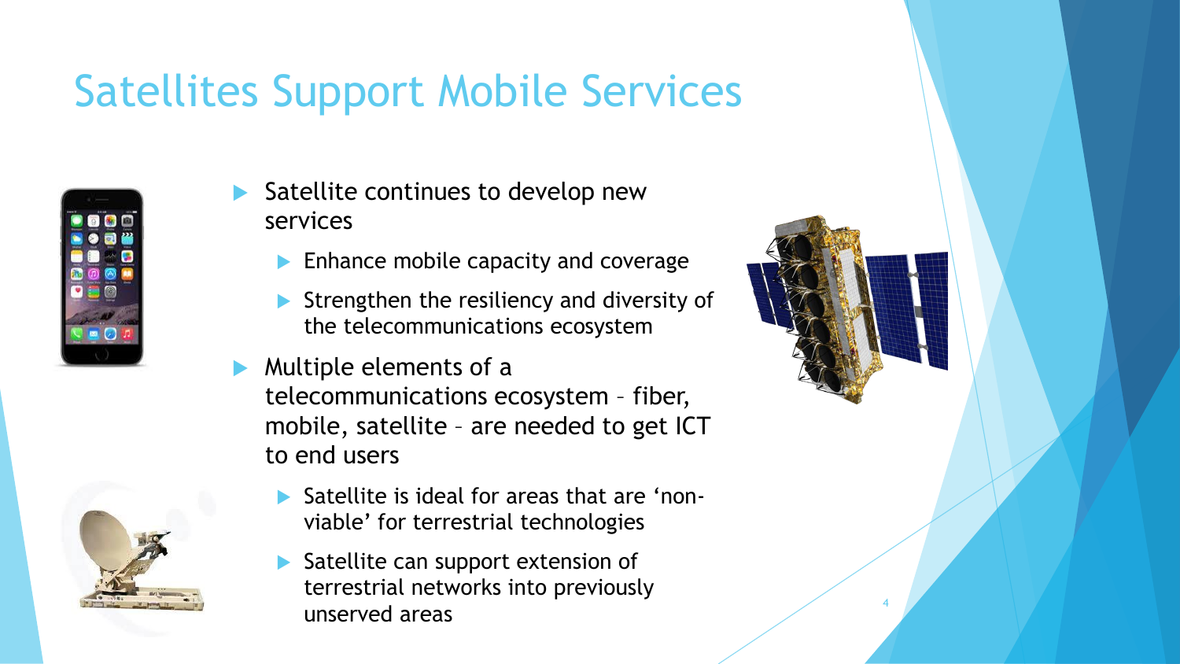# Satellites Support Mobile Services

- Satellite continues to develop new services
  - Enhance mobile capacity and coverage
  - Strengthen the resiliency and diversity of the telecommunications ecosystem
- Multiple elements of a telecommunications ecosystem – fiber, mobile, satellite – are needed to get ICT to end users
  - Satellite is ideal for areas that are 'non-viable' for terrestrial technologies
  - Satellite can support extension of terrestrial networks into previously unserved areas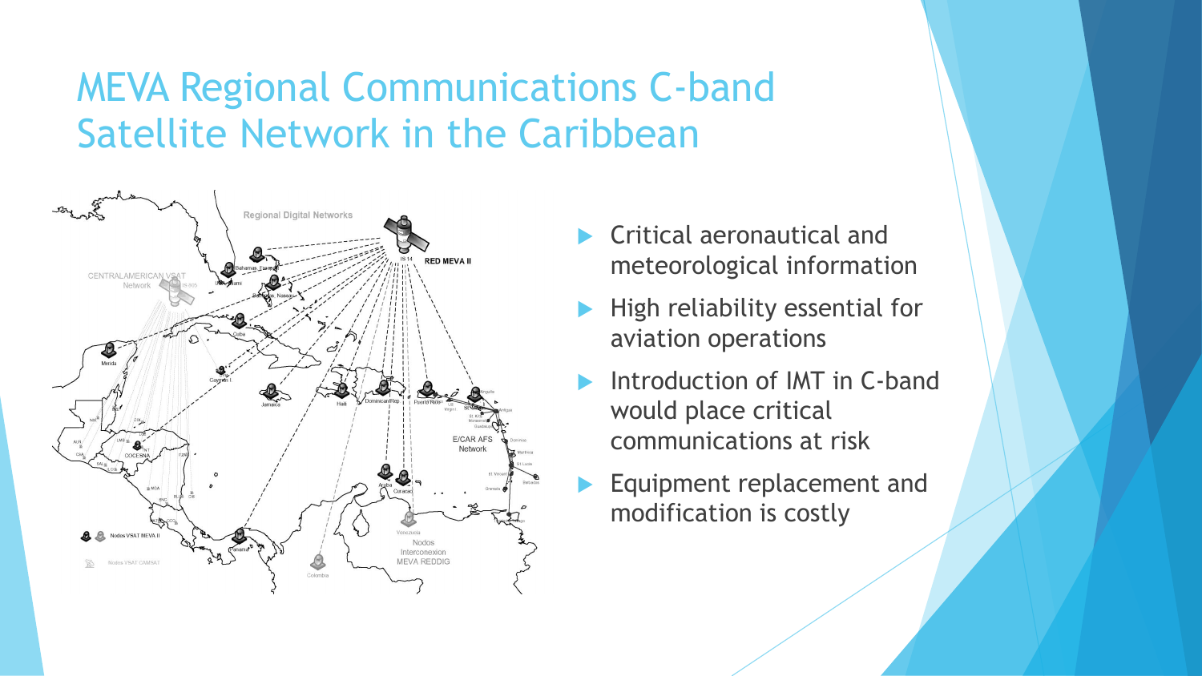# MEVA Regional Communications C-band Satellite Network in the Caribbean

- Critical aeronautical and meteorological information
- High reliability essential for aviation operations
- Introduction of IMT in C-band would place critical communications at risk
- Equipment replacement and modification is costly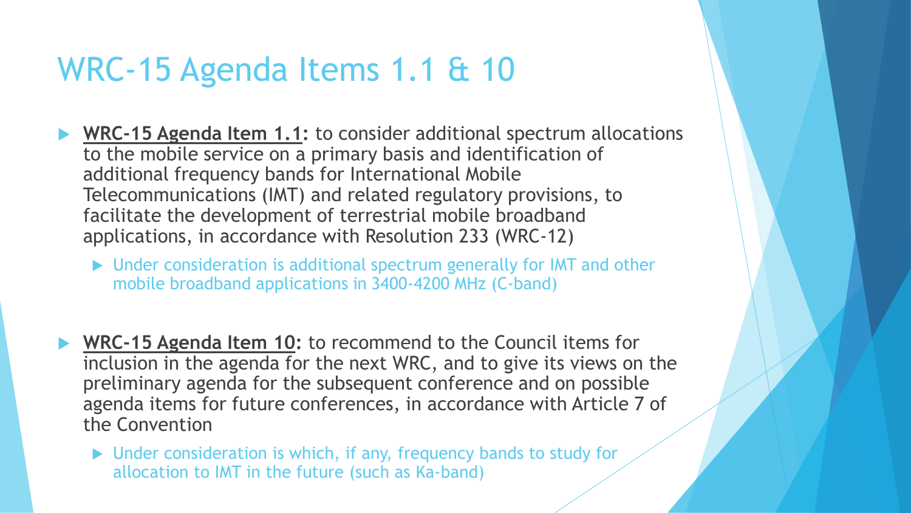# WRC-15 Agenda Items 1.1 & 10

- **WRC-15 Agenda Item 1.1:** to consider additional spectrum allocations to the mobile service on a primary basis and identification of additional frequency bands for International Mobile Telecommunications (IMT) and related regulatory provisions, to facilitate the development of terrestrial mobile broadband applications, in accordance with Resolution 233 (WRC-12)
  - Under consideration is additional spectrum generally for IMT and other mobile broadband applications in 3400-4200 MHz (C-band)

- **WRC-15 Agenda Item 10:** to recommend to the Council items for inclusion in the agenda for the next WRC, and to give its views on the preliminary agenda for the subsequent conference and on possible agenda items for future conferences, in accordance with Article 7 of the Convention
  - Under consideration is which, if any, frequency bands to study for allocation to IMT in the future (such as Ka-band)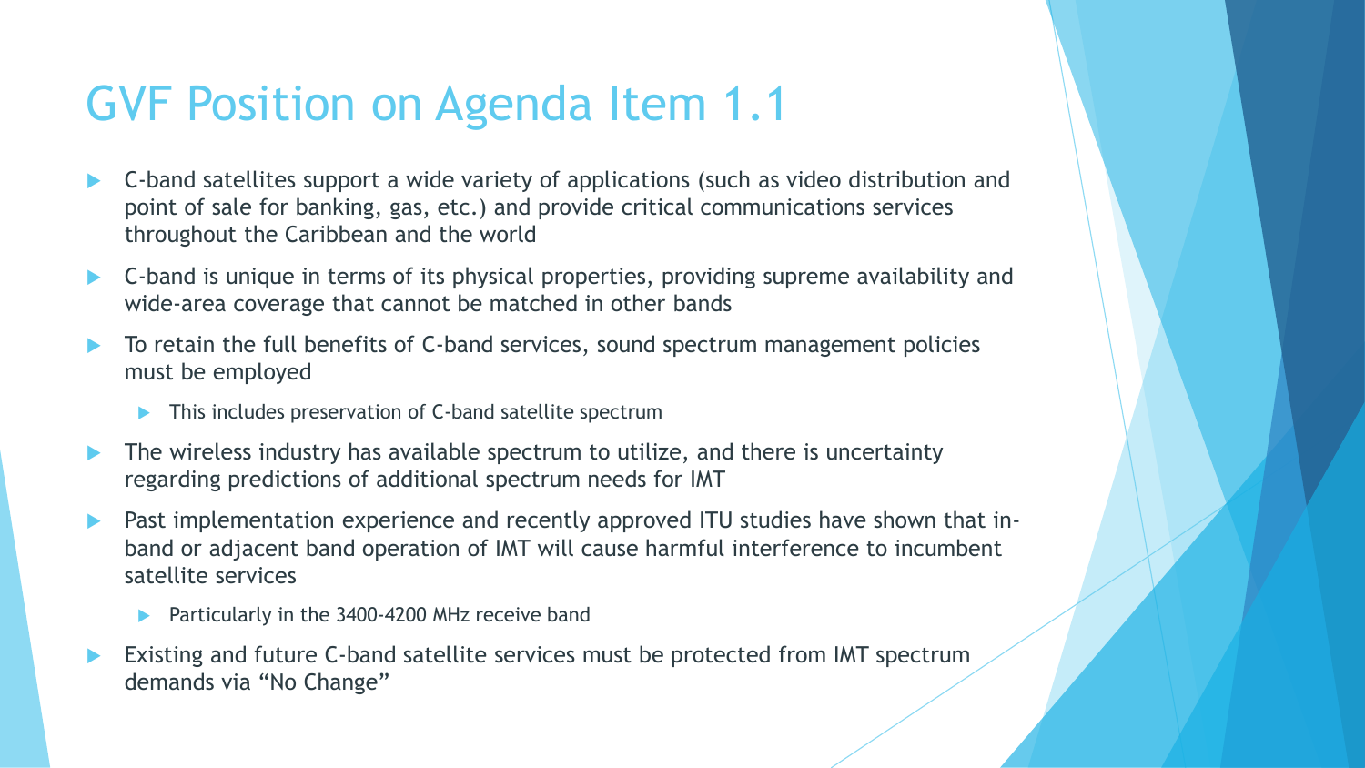# GVF Position on Agenda Item 1.1

- C-band satellites support a wide variety of applications (such as video distribution and point of sale for banking, gas, etc.) and provide critical communications services throughout the Caribbean and the world
- C-band is unique in terms of its physical properties, providing supreme availability and wide-area coverage that cannot be matched in other bands
- To retain the full benefits of C-band services, sound spectrum management policies must be employed
  - This includes preservation of C-band satellite spectrum
- The wireless industry has available spectrum to utilize, and there is uncertainty regarding predictions of additional spectrum needs for IMT
- Past implementation experience and recently approved ITU studies have shown that in-band or adjacent band operation of IMT will cause harmful interference to incumbent satellite services
  - Particularly in the 3400-4200 MHz receive band
- Existing and future C-band satellite services must be protected from IMT spectrum demands via “No Change”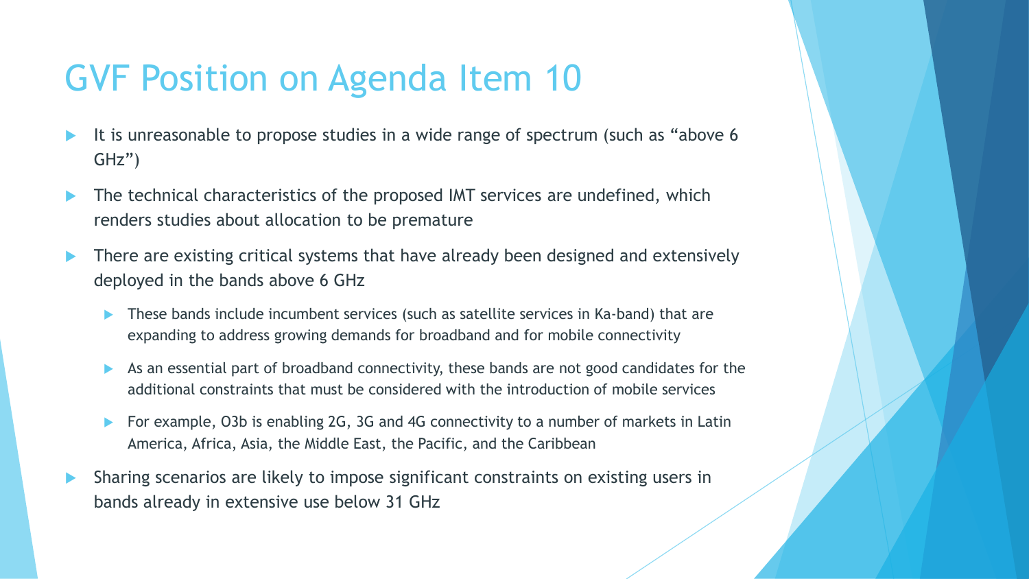# GVF Position on Agenda Item 10

- It is unreasonable to propose studies in a wide range of spectrum (such as “above 6 GHz”)
- The technical characteristics of the proposed IMT services are undefined, which renders studies about allocation to be premature
- There are existing critical systems that have already been designed and extensively deployed in the bands above 6 GHz
  - These bands include incumbent services (such as satellite services in Ka-band) that are expanding to address growing demands for broadband and for mobile connectivity
  - As an essential part of broadband connectivity, these bands are not good candidates for the additional constraints that must be considered with the introduction of mobile services
  - For example, O3b is enabling 2G, 3G and 4G connectivity to a number of markets in Latin America, Africa, Asia, the Middle East, the Pacific, and the Caribbean
- Sharing scenarios are likely to impose significant constraints on existing users in bands already in extensive use below 31 GHz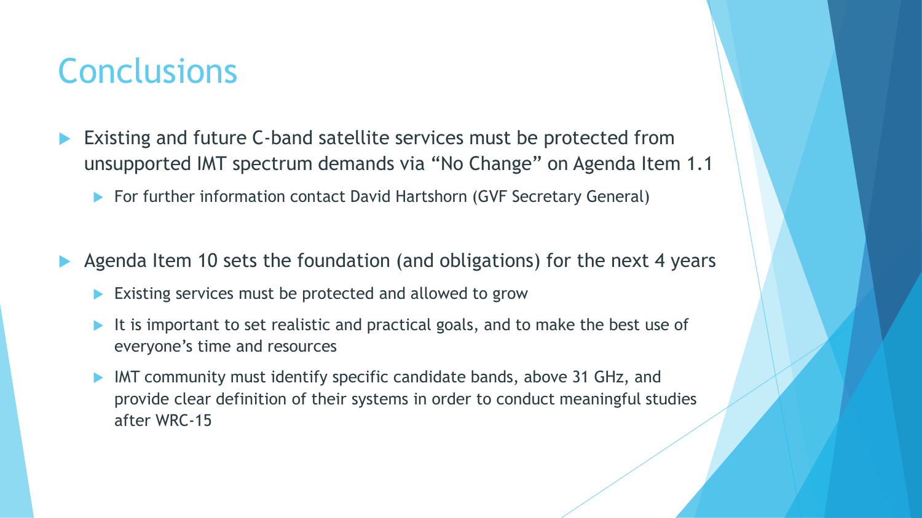# Conclusions

- Existing and future C-band satellite services must be protected from unsupported IMT spectrum demands via "No Change" on Agenda Item 1.1
  - For further information contact David Hartshorn (GVF Secretary General)
- Agenda Item 10 sets the foundation (and obligations) for the next 4 years
  - Existing services must be protected and allowed to grow
  - It is important to set realistic and practical goals, and to make the best use of everyone's time and resources
  - IMT community must identify specific candidate bands, above 31 GHz, and provide clear definition of their systems in order to conduct meaningful studies after WRC-15